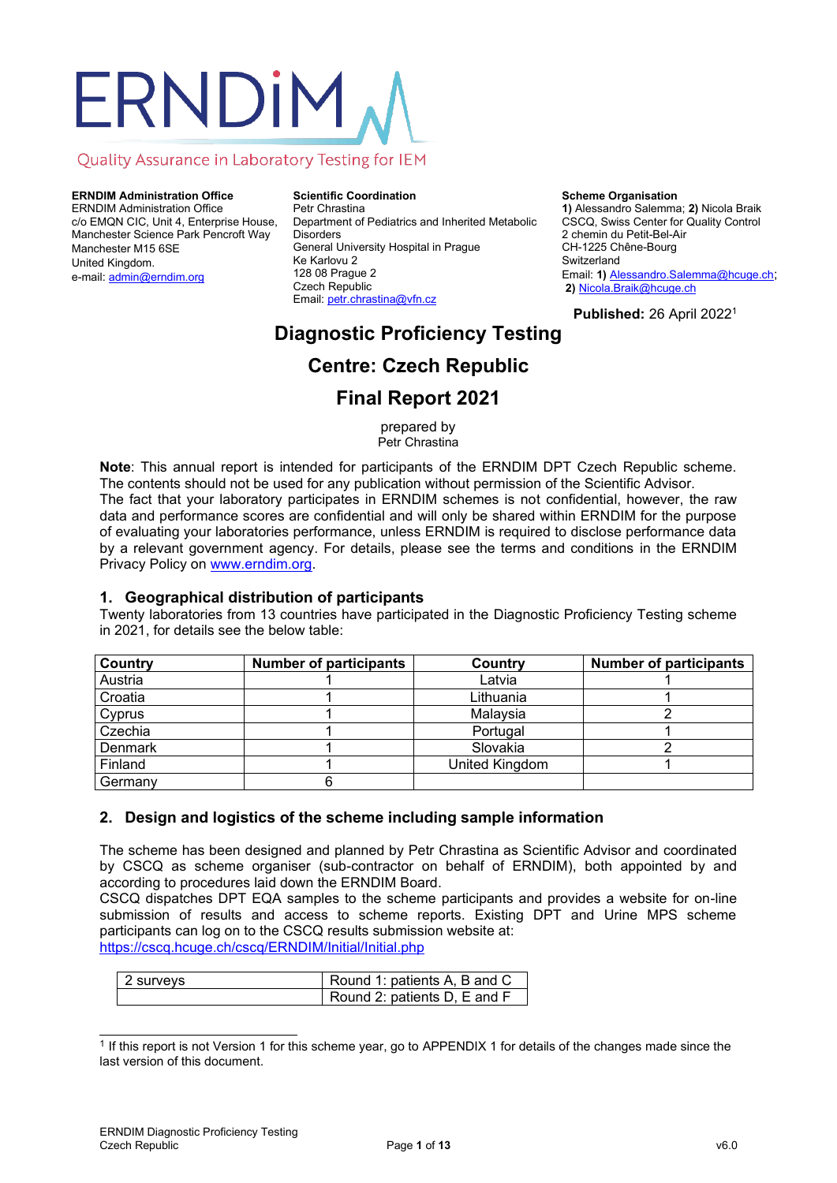ERNDIM

Quality Assurance in Laboratory Testing for IEM

**ERNDIM Administration Office**
ERNDIM Administration Office
c/o EMQN CIC, Unit 4, Enterprise House,
Manchester Science Park Pencroft Way
Manchester M15 6SE
United Kingdom.
e-mail: admin@erndim.org

**Scientific Coordination**
Petr Chrastina
Department of Pediatrics and Inherited Metabolic Disorders
General University Hospital in Prague
Ke Karlovu 2
128 08 Prague 2
Czech Republic
Email: petr.chrastina@vfn.cz

**Scheme Organisation**
**1)** Alessandro Salemma; **2)** Nicola Braik
CSCQ, Swiss Center for Quality Control
2 chemin du Petit-Bel-Air
CH-1225 Chêne-Bourg
Switzerland
Email: **1)** Alessandro.Salemma@hcuge.ch;
**2)** Nicola.Braik@hcuge.ch

**Published:** 26 April 2022[1]

# Diagnostic Proficiency Testing

# Centre: Czech Republic

# Final Report 2021

prepared by
Petr Chrastina

**Note**: This annual report is intended for participants of the ERNDIM DPT Czech Republic scheme. The contents should not be used for any publication without permission of the Scientific Advisor.
The fact that your laboratory participates in ERNDIM schemes is not confidential, however, the raw data and performance scores are confidential and will only be shared within ERNDIM for the purpose of evaluating your laboratories performance, unless ERNDIM is required to disclose performance data by a relevant government agency. For details, please see the terms and conditions in the ERNDIM Privacy Policy on www.erndim.org.

## 1. Geographical distribution of participants

Twenty laboratories from 13 countries have participated in the Diagnostic Proficiency Testing scheme in 2021, for details see the below table:

| Country | Number of participants | Country | Number of participants |
|---|---|---|---|
| Austria | 1 | Latvia | 1 |
| Croatia | 1 | Lithuania | 1 |
| Cyprus | 1 | Malaysia | 2 |
| Czechia | 1 | Portugal | 1 |
| Denmark | 1 | Slovakia | 2 |
| Finland | 1 | United Kingdom | 1 |
| Germany | 6 | | |

## 2. Design and logistics of the scheme including sample information

The scheme has been designed and planned by Petr Chrastina as Scientific Advisor and coordinated by CSCQ as scheme organiser (sub-contractor on behalf of ERNDIM), both appointed by and according to procedures laid down the ERNDIM Board.
CSCQ dispatches DPT EQA samples to the scheme participants and provides a website for on-line submission of results and access to scheme reports. Existing DPT and Urine MPS scheme participants can log on to the CSCQ results submission website at:
https://cscq.hcuge.ch/cscq/ERNDIM/Initial/Initial.php

| 2 surveys | Round 1: patients A, B and C |
|---|---|
| | Round 2: patients D, E and F |

[1] If this report is not Version 1 for this scheme year, go to APPENDIX 1 for details of the changes made since the last version of this document.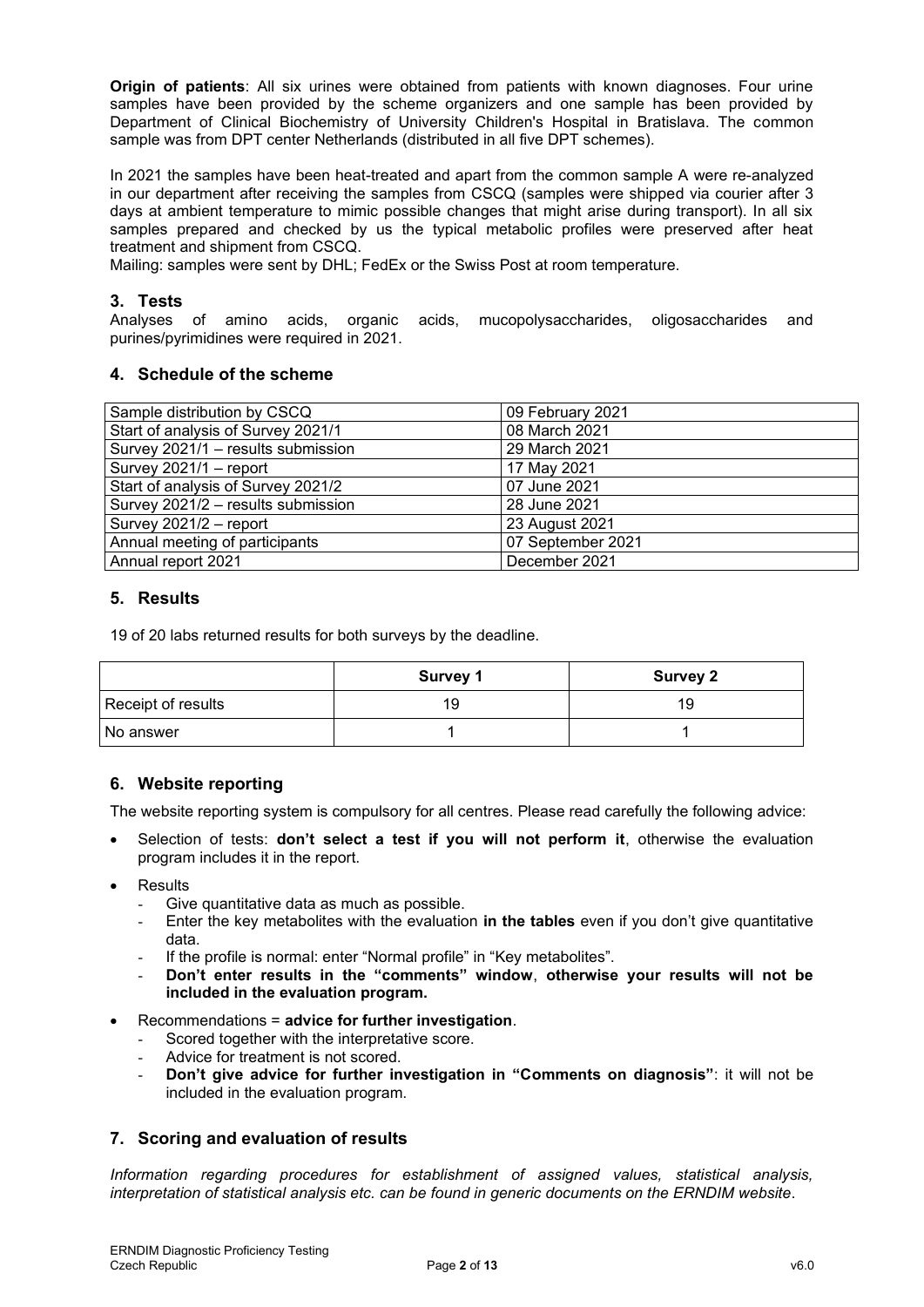**Origin of patients**: All six urines were obtained from patients with known diagnoses. Four urine samples have been provided by the scheme organizers and one sample has been provided by Department of Clinical Biochemistry of University Children's Hospital in Bratislava. The common sample was from DPT center Netherlands (distributed in all five DPT schemes).

In 2021 the samples have been heat-treated and apart from the common sample A were re-analyzed in our department after receiving the samples from CSCQ (samples were shipped via courier after 3 days at ambient temperature to mimic possible changes that might arise during transport). In all six samples prepared and checked by us the typical metabolic profiles were preserved after heat treatment and shipment from CSCQ.

Mailing: samples were sent by DHL; FedEx or the Swiss Post at room temperature.

## 3. Tests

Analyses of amino acids, organic acids, mucopolysaccharides, oligosaccharides and purines/pyrimidines were required in 2021.

## 4. Schedule of the scheme

| Sample distribution by CSCQ | 09 February 2021 |
|---|---|
| Start of analysis of Survey 2021/1 | 08 March 2021 |
| Survey 2021/1 – results submission | 29 March 2021 |
| Survey 2021/1 – report | 17 May 2021 |
| Start of analysis of Survey 2021/2 | 07 June 2021 |
| Survey 2021/2 – results submission | 28 June 2021 |
| Survey 2021/2 – report | 23 August 2021 |
| Annual meeting of participants | 07 September 2021 |
| Annual report 2021 | December 2021 |

## 5. Results

19 of 20 labs returned results for both surveys by the deadline.

| | Survey 1 | Survey 2 |
|---|---|---|
| Receipt of results | 19 | 19 |
| No answer | 1 | 1 |

## 6. Website reporting

The website reporting system is compulsory for all centres. Please read carefully the following advice:

- Selection of tests: **don't select a test if you will not perform it**, otherwise the evaluation program includes it in the report.
- Results
  - Give quantitative data as much as possible.
  - Enter the key metabolites with the evaluation **in the tables** even if you don't give quantitative data.
  - If the profile is normal: enter "Normal profile" in "Key metabolites".
  - **Don't enter results in the "comments" window**, **otherwise your results will not be included in the evaluation program.**
- Recommendations = **advice for further investigation**.
  - Scored together with the interpretative score.
  - Advice for treatment is not scored.
  - **Don't give advice for further investigation in "Comments on diagnosis"**: it will not be included in the evaluation program.

## 7. Scoring and evaluation of results

*Information regarding procedures for establishment of assigned values, statistical analysis, interpretation of statistical analysis etc. can be found in generic documents on the ERNDIM website*.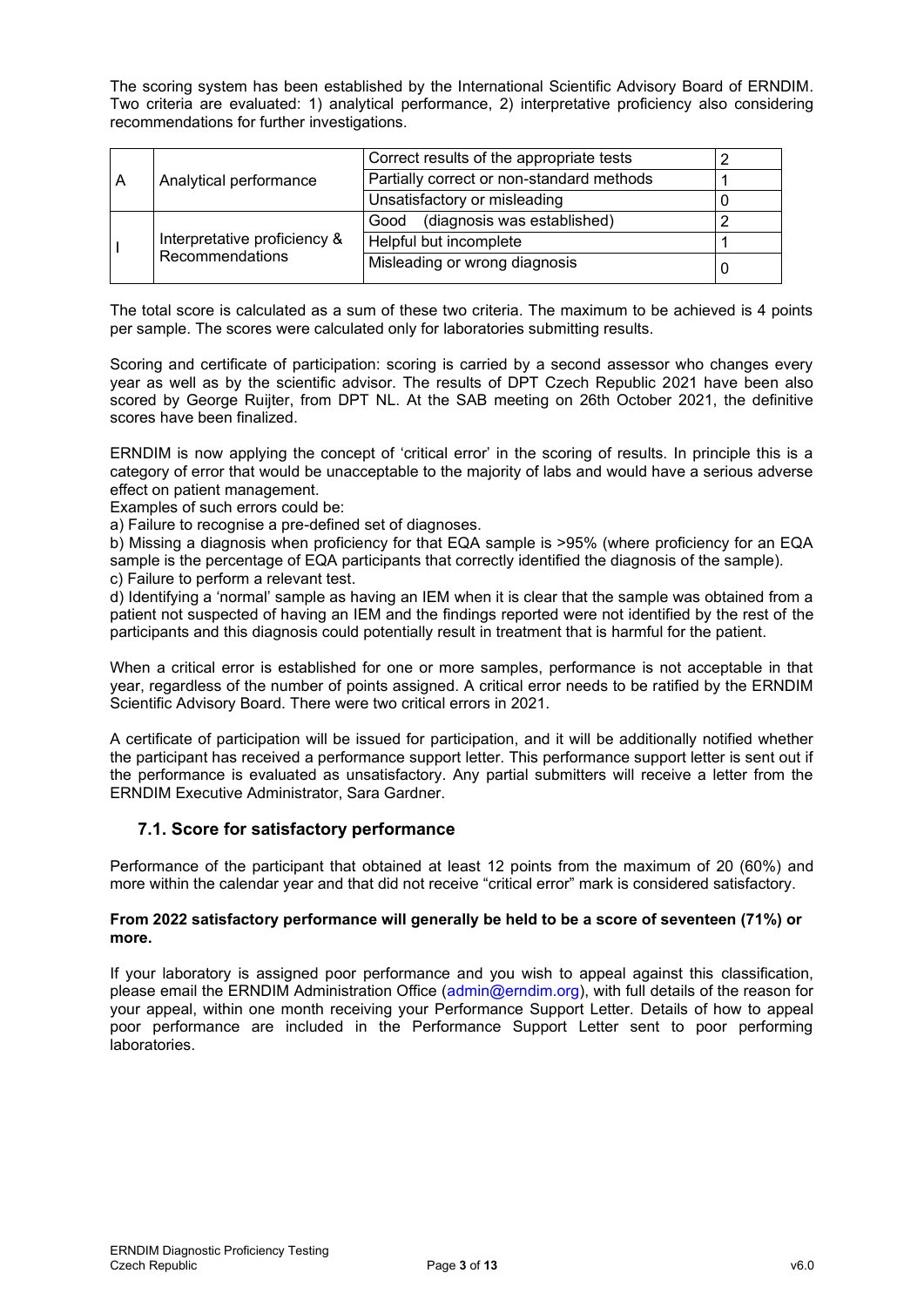The scoring system has been established by the International Scientific Advisory Board of ERNDIM. Two criteria are evaluated: 1) analytical performance, 2) interpretative proficiency also considering recommendations for further investigations.

| | | | |
|---|---|---|---|
| A | Analytical performance | Correct results of the appropriate tests | 2 |
| | | Partially correct or non-standard methods | 1 |
| | | Unsatisfactory or misleading | 0 |
| I | Interpretative proficiency & Recommendations | Good (diagnosis was established) | 2 |
| | | Helpful but incomplete | 1 |
| | | Misleading or wrong diagnosis | 0 |

The total score is calculated as a sum of these two criteria. The maximum to be achieved is 4 points per sample. The scores were calculated only for laboratories submitting results.

Scoring and certificate of participation: scoring is carried by a second assessor who changes every year as well as by the scientific advisor. The results of DPT Czech Republic 2021 have been also scored by George Ruijter, from DPT NL. At the SAB meeting on 26th October 2021, the definitive scores have been finalized.

ERNDIM is now applying the concept of 'critical error' in the scoring of results. In principle this is a category of error that would be unacceptable to the majority of labs and would have a serious adverse effect on patient management.

Examples of such errors could be:

a) Failure to recognise a pre-defined set of diagnoses.

b) Missing a diagnosis when proficiency for that EQA sample is >95% (where proficiency for an EQA sample is the percentage of EQA participants that correctly identified the diagnosis of the sample).

c) Failure to perform a relevant test.

d) Identifying a 'normal' sample as having an IEM when it is clear that the sample was obtained from a patient not suspected of having an IEM and the findings reported were not identified by the rest of the participants and this diagnosis could potentially result in treatment that is harmful for the patient.

When a critical error is established for one or more samples, performance is not acceptable in that year, regardless of the number of points assigned. A critical error needs to be ratified by the ERNDIM Scientific Advisory Board. There were two critical errors in 2021.

A certificate of participation will be issued for participation, and it will be additionally notified whether the participant has received a performance support letter. This performance support letter is sent out if the performance is evaluated as unsatisfactory. Any partial submitters will receive a letter from the ERNDIM Executive Administrator, Sara Gardner.

### 7.1. Score for satisfactory performance

Performance of the participant that obtained at least 12 points from the maximum of 20 (60%) and more within the calendar year and that did not receive "critical error" mark is considered satisfactory.

**From 2022 satisfactory performance will generally be held to be a score of seventeen (71%) or more.**

If your laboratory is assigned poor performance and you wish to appeal against this classification, please email the ERNDIM Administration Office (admin@erndim.org), with full details of the reason for your appeal, within one month receiving your Performance Support Letter. Details of how to appeal poor performance are included in the Performance Support Letter sent to poor performing laboratories.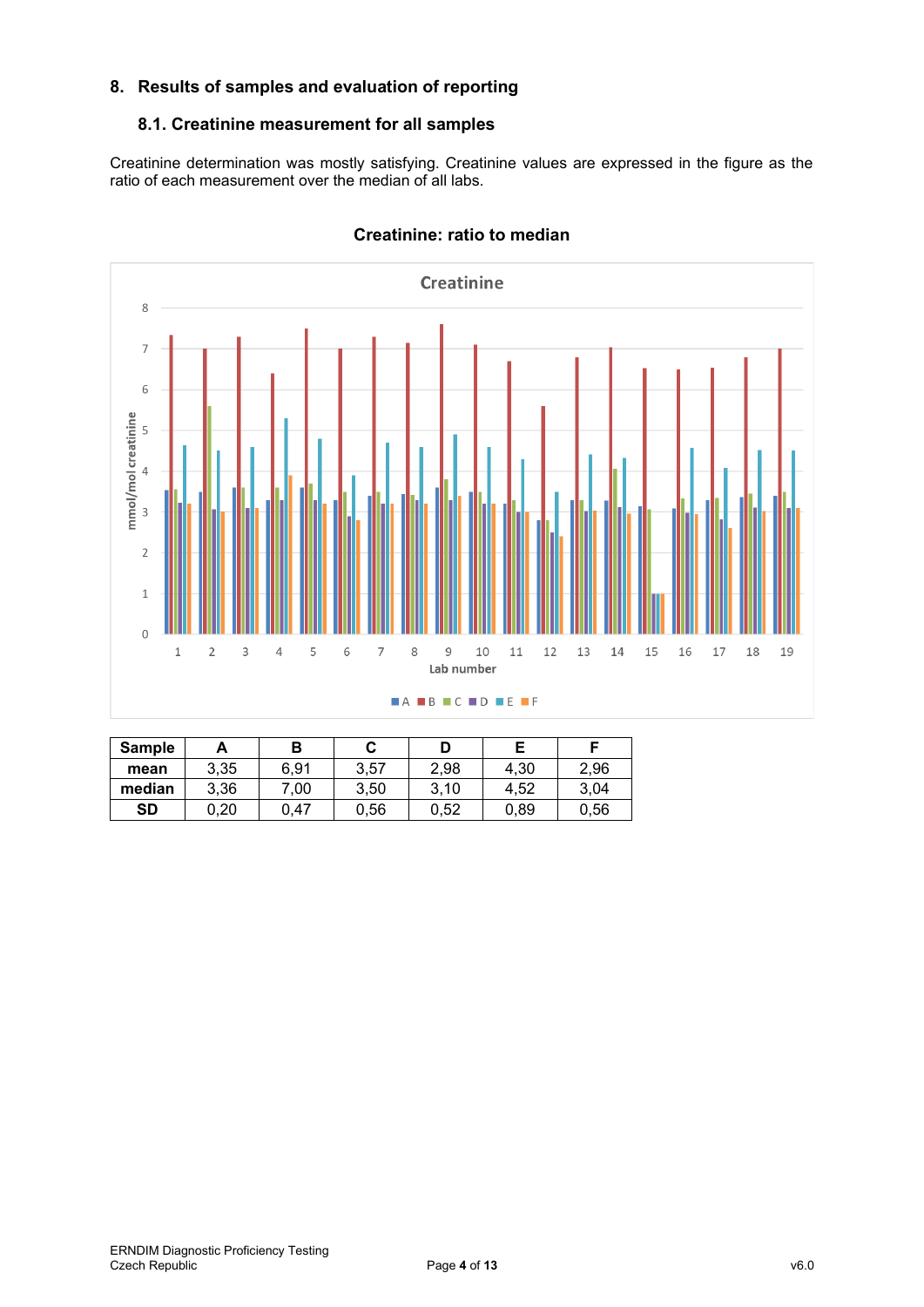## 8. Results of samples and evaluation of reporting

### 8.1. Creatinine measurement for all samples

Creatinine determination was mostly satisfying. Creatinine values are expressed in the figure as the ratio of each measurement over the median of all labs.

**Creatinine: ratio to median**

| Sample | A | B | C | D | E | F |
|---|---|---|---|---|---|---|
| **mean** | 3,35 | 6,91 | 3,57 | 2,98 | 4,30 | 2,96 |
| **median** | 3,36 | 7,00 | 3,50 | 3,10 | 4,52 | 3,04 |
| **SD** | 0,20 | 0,47 | 0,56 | 0,52 | 0,89 | 0,56 |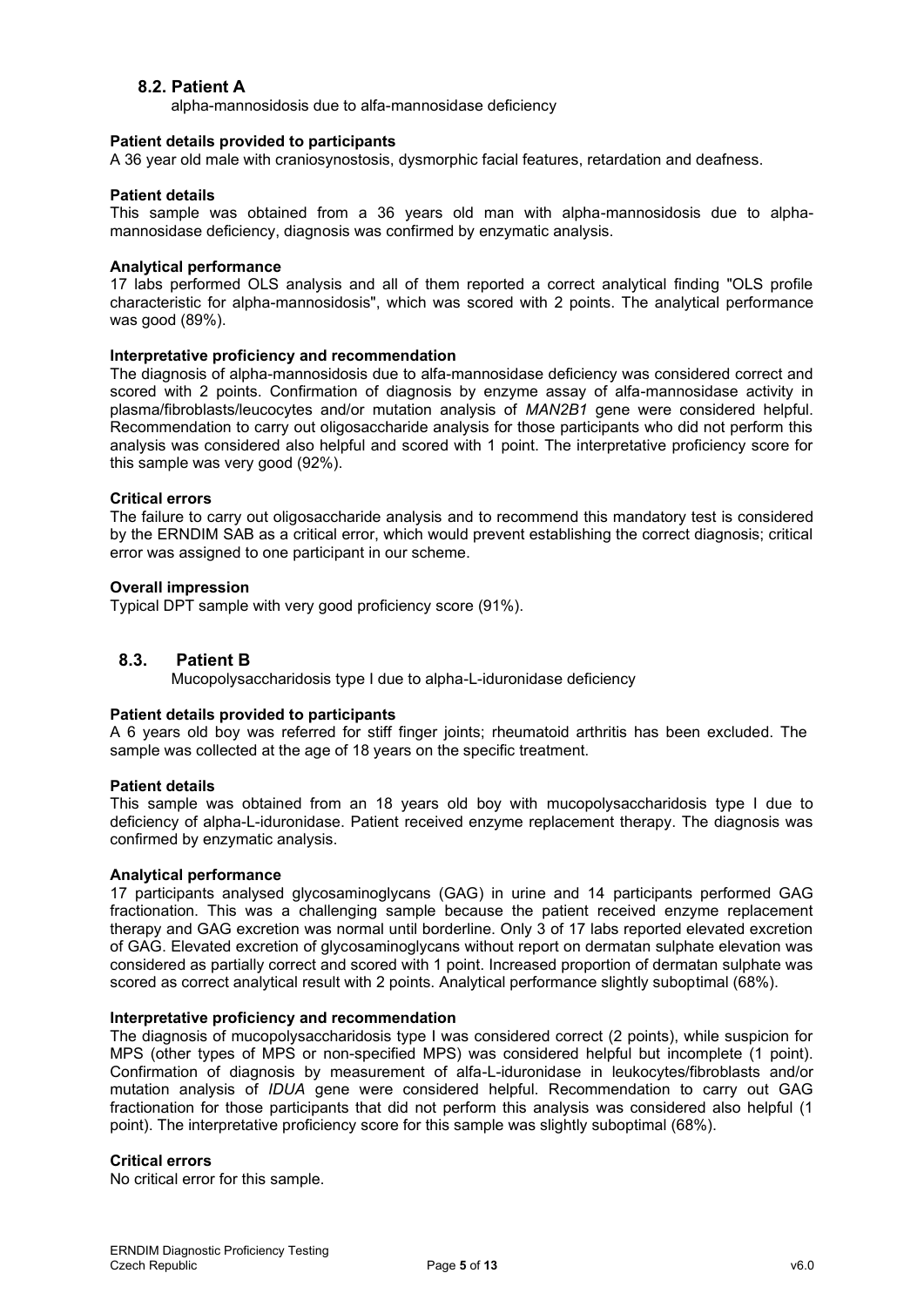## 8.2. Patient A

alpha-mannosidosis due to alfa-mannosidase deficiency

**Patient details provided to participants**

A 36 year old male with craniosynostosis, dysmorphic facial features, retardation and deafness.

**Patient details**

This sample was obtained from a 36 years old man with alpha-mannosidosis due to alpha-mannosidase deficiency, diagnosis was confirmed by enzymatic analysis.

**Analytical performance**

17 labs performed OLS analysis and all of them reported a correct analytical finding "OLS profile characteristic for alpha-mannosidosis", which was scored with 2 points. The analytical performance was good (89%).

**Interpretative proficiency and recommendation**

The diagnosis of alpha-mannosidosis due to alfa-mannosidase deficiency was considered correct and scored with 2 points. Confirmation of diagnosis by enzyme assay of alfa-mannosidase activity in plasma/fibroblasts/leucocytes and/or mutation analysis of *MAN2B1* gene were considered helpful. Recommendation to carry out oligosaccharide analysis for those participants who did not perform this analysis was considered also helpful and scored with 1 point. The interpretative proficiency score for this sample was very good (92%).

**Critical errors**

The failure to carry out oligosaccharide analysis and to recommend this mandatory test is considered by the ERNDIM SAB as a critical error, which would prevent establishing the correct diagnosis; critical error was assigned to one participant in our scheme.

**Overall impression**

Typical DPT sample with very good proficiency score (91%).

## 8.3. Patient B

Mucopolysaccharidosis type I due to alpha-L-iduronidase deficiency

**Patient details provided to participants**

A 6 years old boy was referred for stiff finger joints; rheumatoid arthritis has been excluded. The sample was collected at the age of 18 years on the specific treatment.

**Patient details**

This sample was obtained from an 18 years old boy with mucopolysaccharidosis type I due to deficiency of alpha-L-iduronidase. Patient received enzyme replacement therapy. The diagnosis was confirmed by enzymatic analysis.

**Analytical performance**

17 participants analysed glycosaminoglycans (GAG) in urine and 14 participants performed GAG fractionation. This was a challenging sample because the patient received enzyme replacement therapy and GAG excretion was normal until borderline. Only 3 of 17 labs reported elevated excretion of GAG. Elevated excretion of glycosaminoglycans without report on dermatan sulphate elevation was considered as partially correct and scored with 1 point. Increased proportion of dermatan sulphate was scored as correct analytical result with 2 points. Analytical performance slightly suboptimal (68%).

**Interpretative proficiency and recommendation**

The diagnosis of mucopolysaccharidosis type I was considered correct (2 points), while suspicion for MPS (other types of MPS or non-specified MPS) was considered helpful but incomplete (1 point). Confirmation of diagnosis by measurement of alfa-L-iduronidase in leukocytes/fibroblasts and/or mutation analysis of *IDUA* gene were considered helpful. Recommendation to carry out GAG fractionation for those participants that did not perform this analysis was considered also helpful (1 point). The interpretative proficiency score for this sample was slightly suboptimal (68%).

**Critical errors**

No critical error for this sample.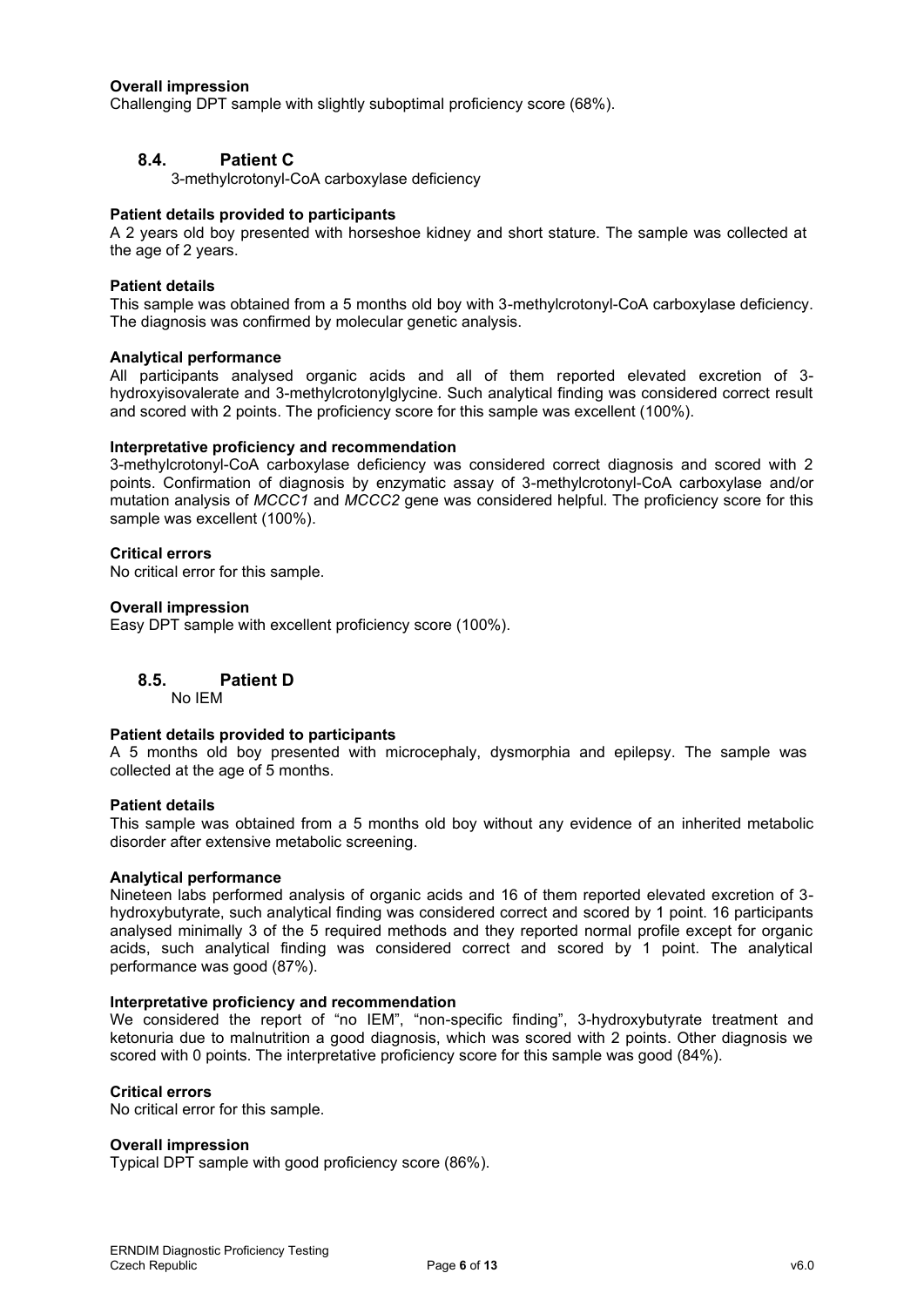**Overall impression**

Challenging DPT sample with slightly suboptimal proficiency score (68%).

## 8.4. Patient C

3-methylcrotonyl-CoA carboxylase deficiency

**Patient details provided to participants**

A 2 years old boy presented with horseshoe kidney and short stature. The sample was collected at the age of 2 years.

**Patient details**

This sample was obtained from a 5 months old boy with 3-methylcrotonyl-CoA carboxylase deficiency. The diagnosis was confirmed by molecular genetic analysis.

**Analytical performance**

All participants analysed organic acids and all of them reported elevated excretion of 3-hydroxyisovalerate and 3-methylcrotonylglycine. Such analytical finding was considered correct result and scored with 2 points. The proficiency score for this sample was excellent (100%).

**Interpretative proficiency and recommendation**

3-methylcrotonyl-CoA carboxylase deficiency was considered correct diagnosis and scored with 2 points. Confirmation of diagnosis by enzymatic assay of 3-methylcrotonyl-CoA carboxylase and/or mutation analysis of *MCCC1* and *MCCC2* gene was considered helpful. The proficiency score for this sample was excellent (100%).

**Critical errors**

No critical error for this sample.

**Overall impression**

Easy DPT sample with excellent proficiency score (100%).

## 8.5. Patient D

No IEM

**Patient details provided to participants**

A 5 months old boy presented with microcephaly, dysmorphia and epilepsy. The sample was collected at the age of 5 months.

**Patient details**

This sample was obtained from a 5 months old boy without any evidence of an inherited metabolic disorder after extensive metabolic screening.

**Analytical performance**

Nineteen labs performed analysis of organic acids and 16 of them reported elevated excretion of 3-hydroxybutyrate, such analytical finding was considered correct and scored by 1 point. 16 participants analysed minimally 3 of the 5 required methods and they reported normal profile except for organic acids, such analytical finding was considered correct and scored by 1 point. The analytical performance was good (87%).

**Interpretative proficiency and recommendation**

We considered the report of "no IEM", "non-specific finding", 3-hydroxybutyrate treatment and ketonuria due to malnutrition a good diagnosis, which was scored with 2 points. Other diagnosis we scored with 0 points. The interpretative proficiency score for this sample was good (84%).

**Critical errors**

No critical error for this sample.

**Overall impression**

Typical DPT sample with good proficiency score (86%).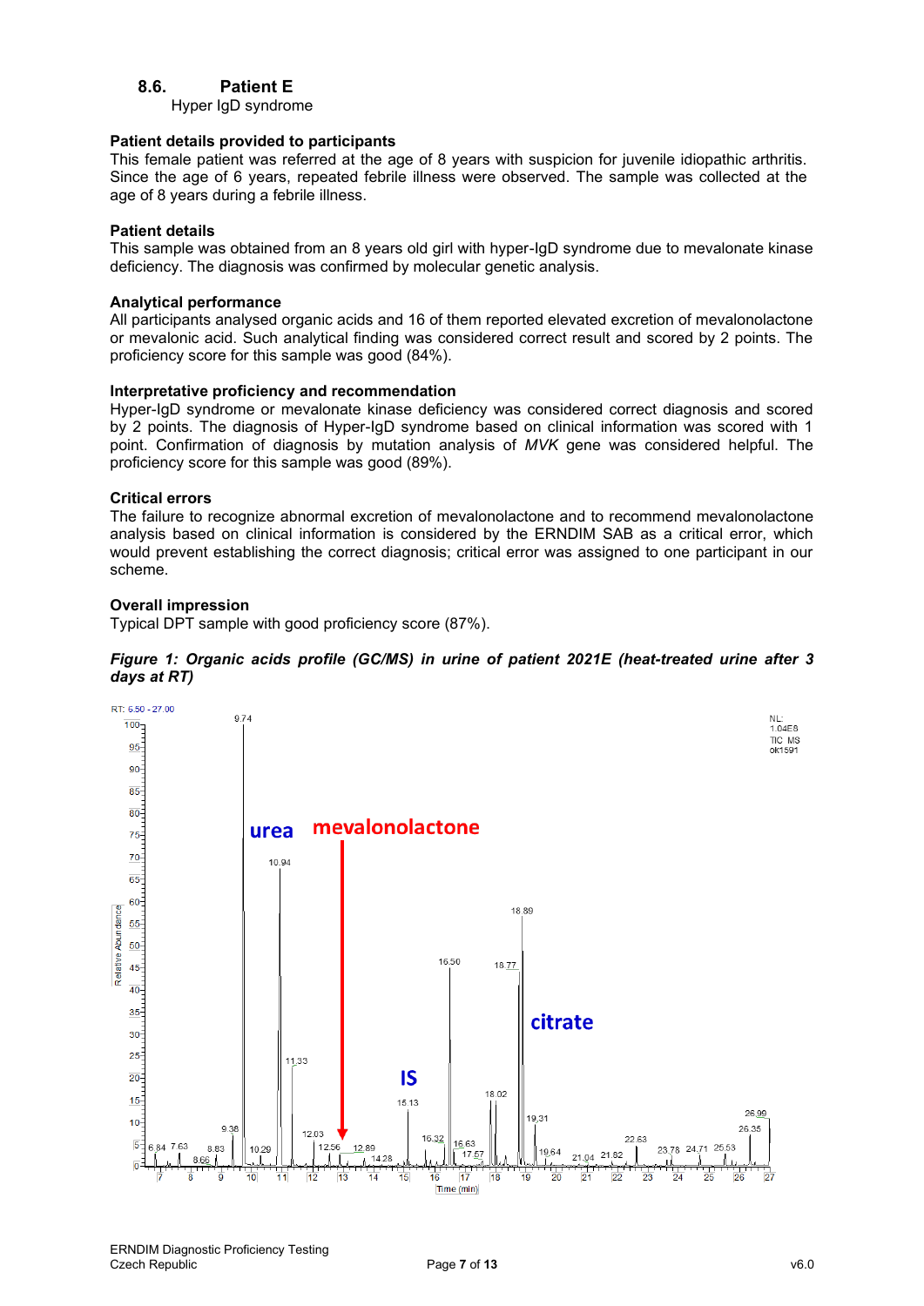### 8.6. Patient E

Hyper IgD syndrome

**Patient details provided to participants**

This female patient was referred at the age of 8 years with suspicion for juvenile idiopathic arthritis. Since the age of 6 years, repeated febrile illness were observed. The sample was collected at the age of 8 years during a febrile illness.

**Patient details**

This sample was obtained from an 8 years old girl with hyper-IgD syndrome due to mevalonate kinase deficiency. The diagnosis was confirmed by molecular genetic analysis.

**Analytical performance**

All participants analysed organic acids and 16 of them reported elevated excretion of mevalonolactone or mevalonic acid. Such analytical finding was considered correct result and scored by 2 points. The proficiency score for this sample was good (84%).

**Interpretative proficiency and recommendation**

Hyper-IgD syndrome or mevalonate kinase deficiency was considered correct diagnosis and scored by 2 points. The diagnosis of Hyper-IgD syndrome based on clinical information was scored with 1 point. Confirmation of diagnosis by mutation analysis of *MVK* gene was considered helpful. The proficiency score for this sample was good (89%).

**Critical errors**

The failure to recognize abnormal excretion of mevalonolactone and to recommend mevalonolactone analysis based on clinical information is considered by the ERNDIM SAB as a critical error, which would prevent establishing the correct diagnosis; critical error was assigned to one participant in our scheme.

**Overall impression**

Typical DPT sample with good proficiency score (87%).

***Figure 1: Organic acids profile (GC/MS) in urine of patient 2021E (heat-treated urine after 3 days at RT)***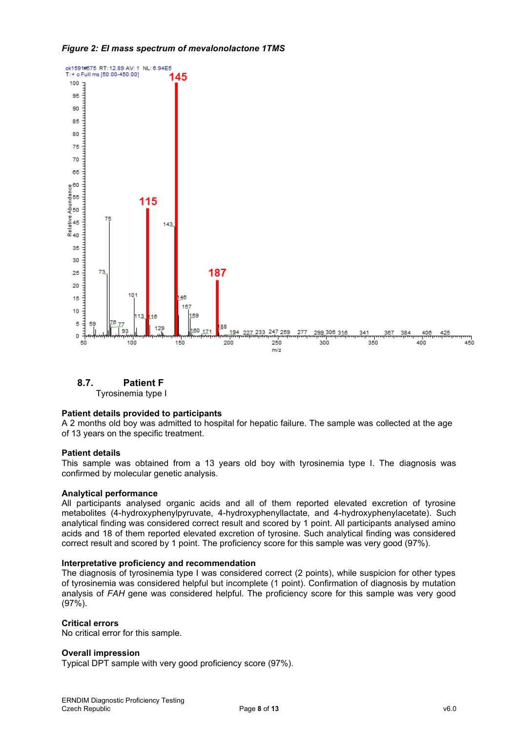*Figure 2: EI mass spectrum of mevalonolactone 1TMS*

### 8.7. Patient F

Tyrosinemia type I

**Patient details provided to participants**

A 2 months old boy was admitted to hospital for hepatic failure. The sample was collected at the age of 13 years on the specific treatment.

**Patient details**

This sample was obtained from a 13 years old boy with tyrosinemia type I. The diagnosis was confirmed by molecular genetic analysis.

**Analytical performance**

All participants analysed organic acids and all of them reported elevated excretion of tyrosine metabolites (4-hydroxyphenylpyruvate, 4-hydroxyphenyllactate, and 4-hydroxyphenylacetate). Such analytical finding was considered correct result and scored by 1 point. All participants analysed amino acids and 18 of them reported elevated excretion of tyrosine. Such analytical finding was considered correct result and scored by 1 point. The proficiency score for this sample was very good (97%).

**Interpretative proficiency and recommendation**

The diagnosis of tyrosinemia type I was considered correct (2 points), while suspicion for other types of tyrosinemia was considered helpful but incomplete (1 point). Confirmation of diagnosis by mutation analysis of *FAH* gene was considered helpful. The proficiency score for this sample was very good (97%).

**Critical errors**

No critical error for this sample.

**Overall impression**

Typical DPT sample with very good proficiency score (97%).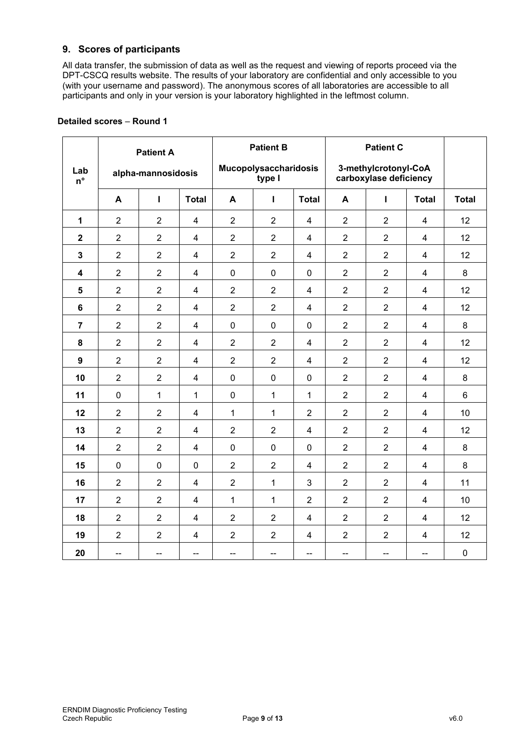## 9. Scores of participants

All data transfer, the submission of data as well as the request and viewing of reports proceed via the DPT-CSCQ results website. The results of your laboratory are confidential and only accessible to you (with your username and password). The anonymous scores of all laboratories are accessible to all participants and only in your version is your laboratory highlighted in the leftmost column.

**Detailed scores – Round 1**

| Lab n° | Patient A alpha-mannosidosis | | | Patient B Mucopolysaccharidosis type I | | | Patient C 3-methylcrotonyl-CoA carboxylase deficiency | | | |
|---|---|---|---|---|---|---|---|---|---|---|
| | **A** | **I** | **Total** | **A** | **I** | **Total** | **A** | **I** | **Total** | **Total** |
| **1** | 2 | 2 | 4 | 2 | 2 | 4 | 2 | 2 | 4 | 12 |
| **2** | 2 | 2 | 4 | 2 | 2 | 4 | 2 | 2 | 4 | 12 |
| **3** | 2 | 2 | 4 | 2 | 2 | 4 | 2 | 2 | 4 | 12 |
| **4** | 2 | 2 | 4 | 0 | 0 | 0 | 2 | 2 | 4 | 8 |
| **5** | 2 | 2 | 4 | 2 | 2 | 4 | 2 | 2 | 4 | 12 |
| **6** | 2 | 2 | 4 | 2 | 2 | 4 | 2 | 2 | 4 | 12 |
| **7** | 2 | 2 | 4 | 0 | 0 | 0 | 2 | 2 | 4 | 8 |
| **8** | 2 | 2 | 4 | 2 | 2 | 4 | 2 | 2 | 4 | 12 |
| **9** | 2 | 2 | 4 | 2 | 2 | 4 | 2 | 2 | 4 | 12 |
| **10** | 2 | 2 | 4 | 0 | 0 | 0 | 2 | 2 | 4 | 8 |
| **11** | 0 | 1 | 1 | 0 | 1 | 1 | 2 | 2 | 4 | 6 |
| **12** | 2 | 2 | 4 | 1 | 1 | 2 | 2 | 2 | 4 | 10 |
| **13** | 2 | 2 | 4 | 2 | 2 | 4 | 2 | 2 | 4 | 12 |
| **14** | 2 | 2 | 4 | 0 | 0 | 0 | 2 | 2 | 4 | 8 |
| **15** | 0 | 0 | 0 | 2 | 2 | 4 | 2 | 2 | 4 | 8 |
| **16** | 2 | 2 | 4 | 2 | 1 | 3 | 2 | 2 | 4 | 11 |
| **17** | 2 | 2 | 4 | 1 | 1 | 2 | 2 | 2 | 4 | 10 |
| **18** | 2 | 2 | 4 | 2 | 2 | 4 | 2 | 2 | 4 | 12 |
| **19** | 2 | 2 | 4 | 2 | 2 | 4 | 2 | 2 | 4 | 12 |
| **20** | -- | -- | -- | -- | -- | -- | -- | -- | -- | 0 |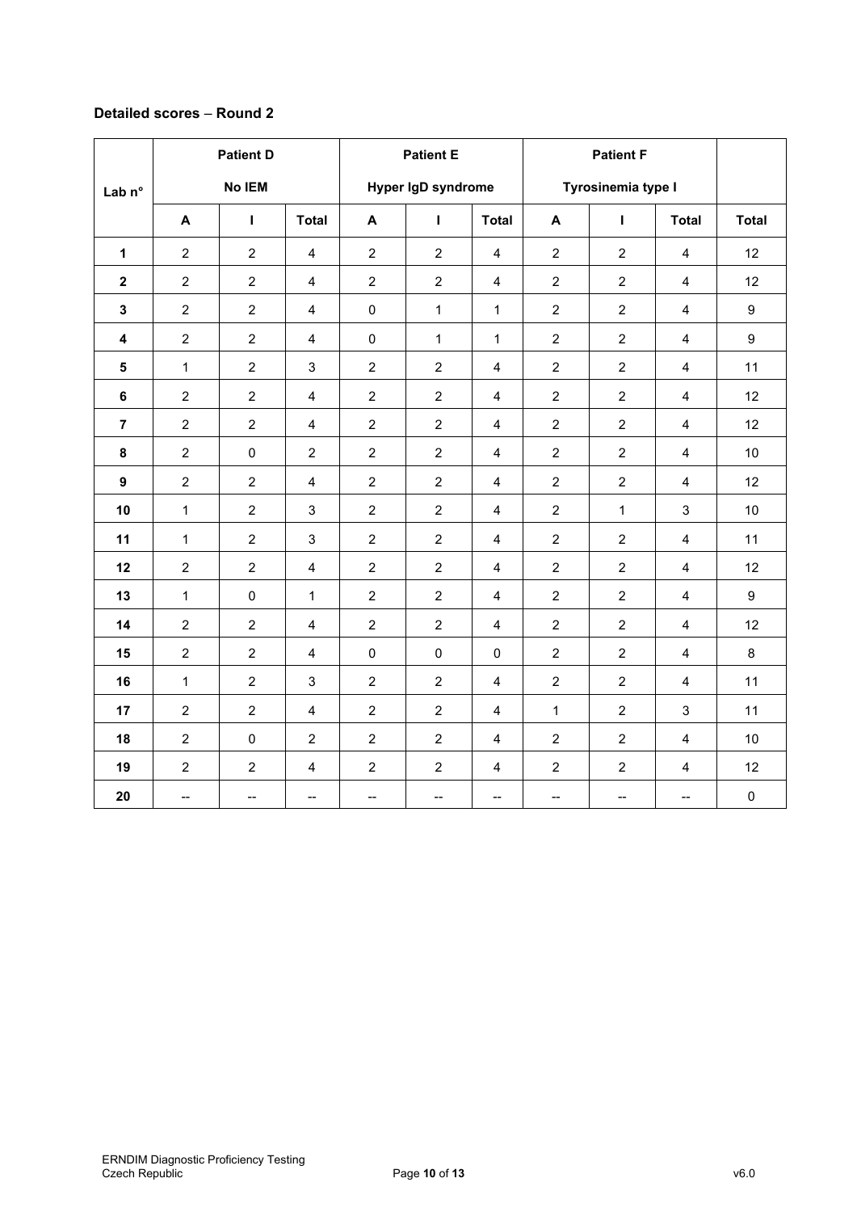**Detailed scores – Round 2**

| Lab n° | Patient D No IEM | | | Patient E Hyper IgD syndrome | | | Patient F Tyrosinemia type I | | | |
|---|---|---|---|---|---|---|---|---|---|---|
| | A | I | Total | A | I | Total | A | I | Total | Total |
| 1 | 2 | 2 | 4 | 2 | 2 | 4 | 2 | 2 | 4 | 12 |
| 2 | 2 | 2 | 4 | 2 | 2 | 4 | 2 | 2 | 4 | 12 |
| 3 | 2 | 2 | 4 | 0 | 1 | 1 | 2 | 2 | 4 | 9 |
| 4 | 2 | 2 | 4 | 0 | 1 | 1 | 2 | 2 | 4 | 9 |
| 5 | 1 | 2 | 3 | 2 | 2 | 4 | 2 | 2 | 4 | 11 |
| 6 | 2 | 2 | 4 | 2 | 2 | 4 | 2 | 2 | 4 | 12 |
| 7 | 2 | 2 | 4 | 2 | 2 | 4 | 2 | 2 | 4 | 12 |
| 8 | 2 | 0 | 2 | 2 | 2 | 4 | 2 | 2 | 4 | 10 |
| 9 | 2 | 2 | 4 | 2 | 2 | 4 | 2 | 2 | 4 | 12 |
| 10 | 1 | 2 | 3 | 2 | 2 | 4 | 2 | 1 | 3 | 10 |
| 11 | 1 | 2 | 3 | 2 | 2 | 4 | 2 | 2 | 4 | 11 |
| 12 | 2 | 2 | 4 | 2 | 2 | 4 | 2 | 2 | 4 | 12 |
| 13 | 1 | 0 | 1 | 2 | 2 | 4 | 2 | 2 | 4 | 9 |
| 14 | 2 | 2 | 4 | 2 | 2 | 4 | 2 | 2 | 4 | 12 |
| 15 | 2 | 2 | 4 | 0 | 0 | 0 | 2 | 2 | 4 | 8 |
| 16 | 1 | 2 | 3 | 2 | 2 | 4 | 2 | 2 | 4 | 11 |
| 17 | 2 | 2 | 4 | 2 | 2 | 4 | 1 | 2 | 3 | 11 |
| 18 | 2 | 0 | 2 | 2 | 2 | 4 | 2 | 2 | 4 | 10 |
| 19 | 2 | 2 | 4 | 2 | 2 | 4 | 2 | 2 | 4 | 12 |
| 20 | -- | -- | -- | -- | -- | -- | -- | -- | -- | 0 |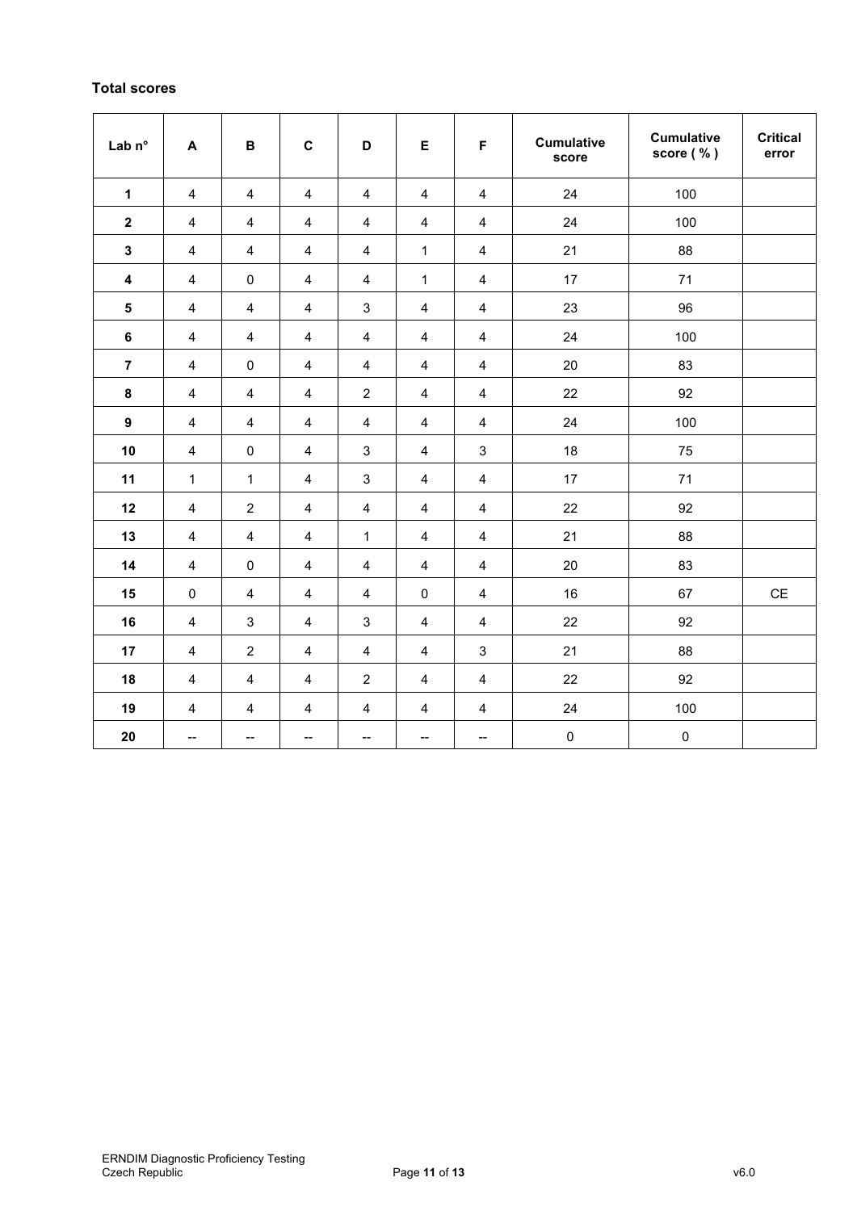**Total scores**

| Lab n° | A | B | C | D | E | F | Cumulative score | Cumulative score ( % ) | Critical error |
|---|---|---|---|---|---|---|---|---|---|
| **1** | 4 | 4 | 4 | 4 | 4 | 4 | 24 | 100 | |
| **2** | 4 | 4 | 4 | 4 | 4 | 4 | 24 | 100 | |
| **3** | 4 | 4 | 4 | 4 | 1 | 4 | 21 | 88 | |
| **4** | 4 | 0 | 4 | 4 | 1 | 4 | 17 | 71 | |
| **5** | 4 | 4 | 4 | 3 | 4 | 4 | 23 | 96 | |
| **6** | 4 | 4 | 4 | 4 | 4 | 4 | 24 | 100 | |
| **7** | 4 | 0 | 4 | 4 | 4 | 4 | 20 | 83 | |
| **8** | 4 | 4 | 4 | 2 | 4 | 4 | 22 | 92 | |
| **9** | 4 | 4 | 4 | 4 | 4 | 4 | 24 | 100 | |
| **10** | 4 | 0 | 4 | 3 | 4 | 3 | 18 | 75 | |
| **11** | 1 | 1 | 4 | 3 | 4 | 4 | 17 | 71 | |
| **12** | 4 | 2 | 4 | 4 | 4 | 4 | 22 | 92 | |
| **13** | 4 | 4 | 4 | 1 | 4 | 4 | 21 | 88 | |
| **14** | 4 | 0 | 4 | 4 | 4 | 4 | 20 | 83 | |
| **15** | 0 | 4 | 4 | 4 | 0 | 4 | 16 | 67 | CE |
| **16** | 4 | 3 | 4 | 3 | 4 | 4 | 22 | 92 | |
| **17** | 4 | 2 | 4 | 4 | 4 | 3 | 21 | 88 | |
| **18** | 4 | 4 | 4 | 2 | 4 | 4 | 22 | 92 | |
| **19** | 4 | 4 | 4 | 4 | 4 | 4 | 24 | 100 | |
| **20** | -- | -- | -- | -- | -- | -- | 0 | 0 | |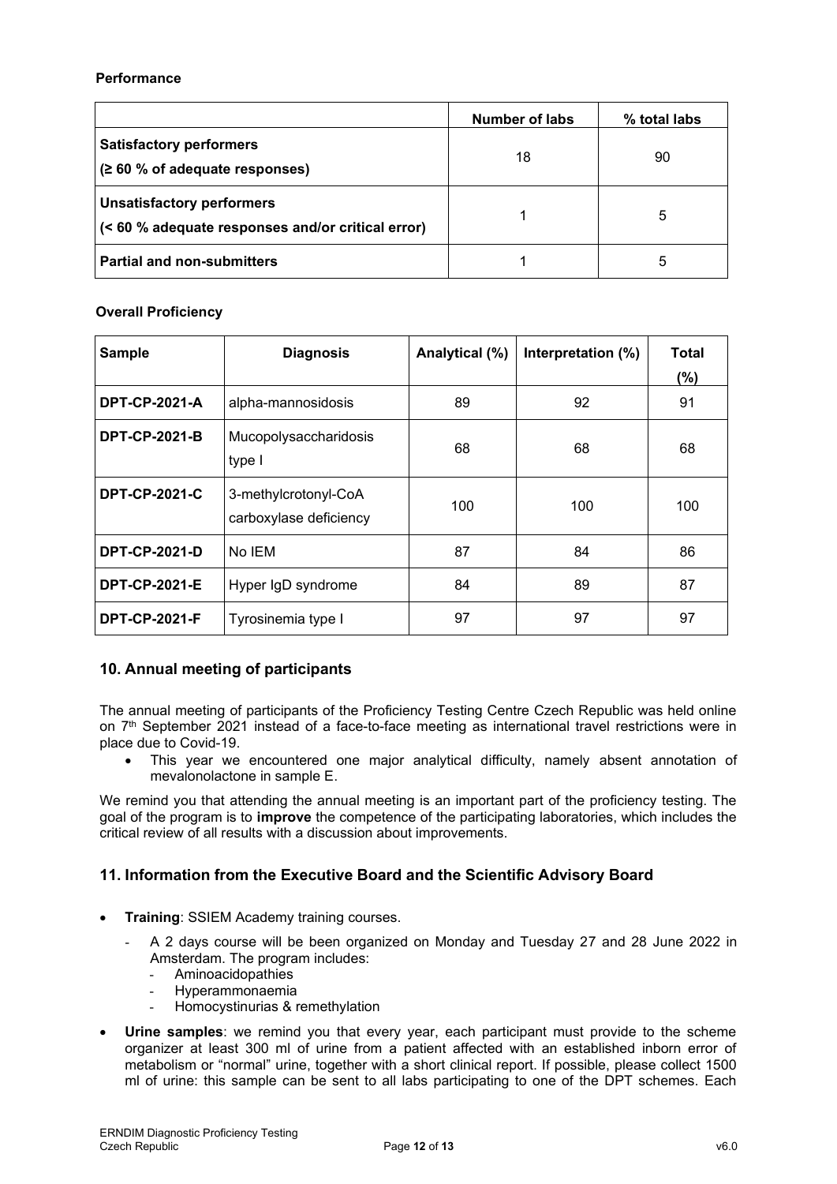**Performance**

| | Number of labs | % total labs |
|---|---|---|
| **Satisfactory performers (≥ 60 % of adequate responses)** | 18 | 90 |
| **Unsatisfactory performers (< 60 % adequate responses and/or critical error)** | 1 | 5 |
| **Partial and non-submitters** | 1 | 5 |

**Overall Proficiency**

| Sample | Diagnosis | Analytical (%) | Interpretation (%) | Total (%) |
|---|---|---|---|---|
| **DPT-CP-2021-A** | alpha-mannosidosis | 89 | 92 | 91 |
| **DPT-CP-2021-B** | Mucopolysaccharidosis type I | 68 | 68 | 68 |
| **DPT-CP-2021-C** | 3-methylcrotonyl-CoA carboxylase deficiency | 100 | 100 | 100 |
| **DPT-CP-2021-D** | No IEM | 87 | 84 | 86 |
| **DPT-CP-2021-E** | Hyper IgD syndrome | 84 | 89 | 87 |
| **DPT-CP-2021-F** | Tyrosinemia type I | 97 | 97 | 97 |

## 10. Annual meeting of participants

The annual meeting of participants of the Proficiency Testing Centre Czech Republic was held online on 7th September 2021 instead of a face-to-face meeting as international travel restrictions were in place due to Covid-19.

- This year we encountered one major analytical difficulty, namely absent annotation of mevalonolactone in sample E.

We remind you that attending the annual meeting is an important part of the proficiency testing. The goal of the program is to **improve** the competence of the participating laboratories, which includes the critical review of all results with a discussion about improvements.

## 11. Information from the Executive Board and the Scientific Advisory Board

- **Training**: SSIEM Academy training courses.
  - A 2 days course will be been organized on Monday and Tuesday 27 and 28 June 2022 in Amsterdam. The program includes:
    - Aminoacidopathies
    - Hyperammonaemia
    - Homocystinurias & remethylation
- **Urine samples**: we remind you that every year, each participant must provide to the scheme organizer at least 300 ml of urine from a patient affected with an established inborn error of metabolism or "normal" urine, together with a short clinical report. If possible, please collect 1500 ml of urine: this sample can be sent to all labs participating to one of the DPT schemes. Each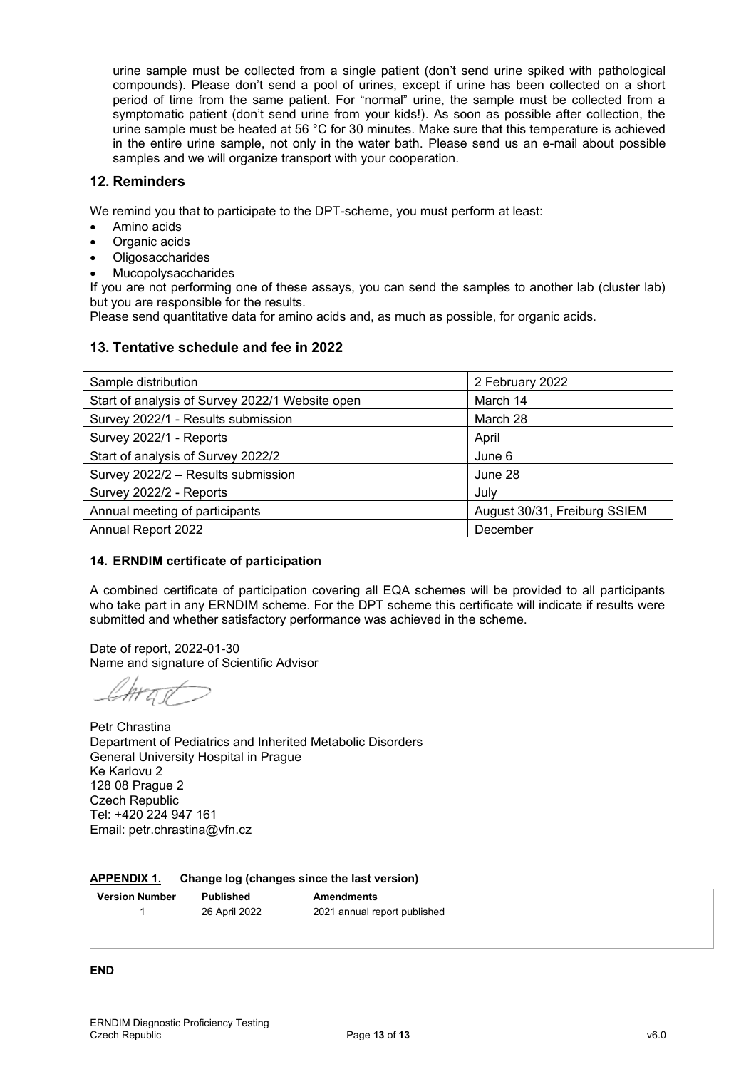urine sample must be collected from a single patient (don't send urine spiked with pathological compounds). Please don't send a pool of urines, except if urine has been collected on a short period of time from the same patient. For "normal" urine, the sample must be collected from a symptomatic patient (don't send urine from your kids!). As soon as possible after collection, the urine sample must be heated at 56 °C for 30 minutes. Make sure that this temperature is achieved in the entire urine sample, not only in the water bath. Please send us an e-mail about possible samples and we will organize transport with your cooperation.

## 12. Reminders

We remind you that to participate to the DPT-scheme, you must perform at least:

- Amino acids
- Organic acids
- Oligosaccharides
- Mucopolysaccharides

If you are not performing one of these assays, you can send the samples to another lab (cluster lab) but you are responsible for the results.

Please send quantitative data for amino acids and, as much as possible, for organic acids.

## 13. Tentative schedule and fee in 2022

| | |
|---|---|
| Sample distribution | 2 February 2022 |
| Start of analysis of Survey 2022/1 Website open | March 14 |
| Survey 2022/1 - Results submission | March 28 |
| Survey 2022/1 - Reports | April |
| Start of analysis of Survey 2022/2 | June 6 |
| Survey 2022/2 – Results submission | June 28 |
| Survey 2022/2 - Reports | July |
| Annual meeting of participants | August 30/31, Freiburg SSIEM |
| Annual Report 2022 | December |

### 14. ERNDIM certificate of participation

A combined certificate of participation covering all EQA schemes will be provided to all participants who take part in any ERNDIM scheme. For the DPT scheme this certificate will indicate if results were submitted and whether satisfactory performance was achieved in the scheme.

Date of report, 2022-01-30
Name and signature of Scientific Advisor

Petr Chrastina
Department of Pediatrics and Inherited Metabolic Disorders
General University Hospital in Prague
Ke Karlovu 2
128 08 Prague 2
Czech Republic
Tel: +420 224 947 161
Email: petr.chrastina@vfn.cz

**APPENDIX 1. Change log (changes since the last version)**

| Version Number | Published | Amendments |
|---|---|---|
| 1 | 26 April 2022 | 2021 annual report published |
| | | |
| | | |

**END**